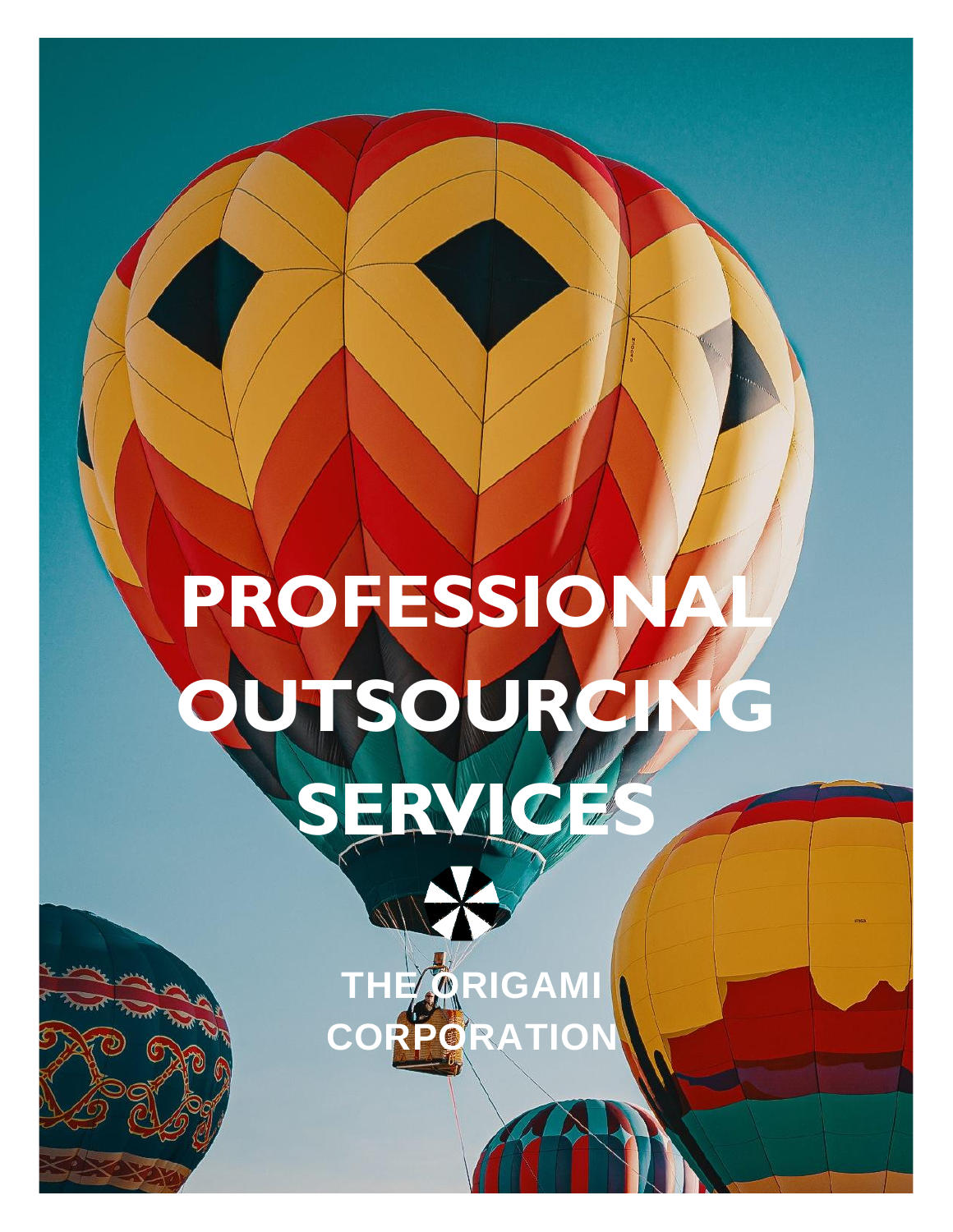# PROFESSIONAL OUTSOURCING SERVICES

THE ORIGAMI CORPORATION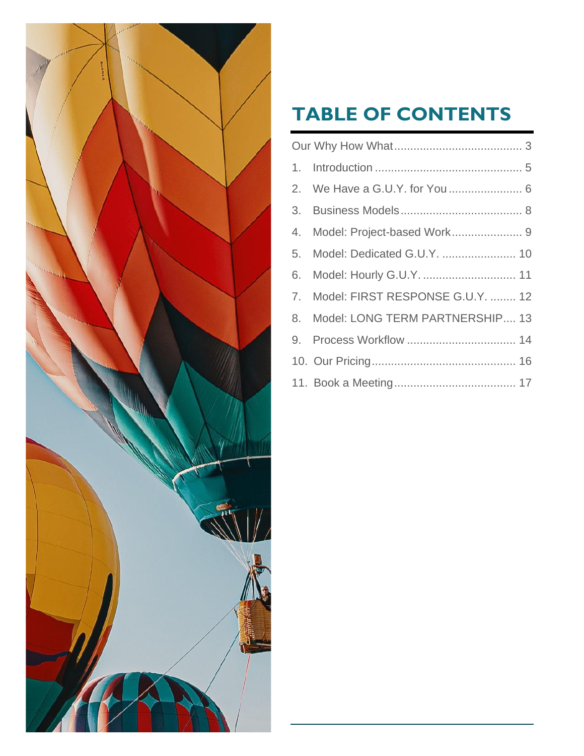# TABLE OF CONTENTS

Our Why How What........................................ 3

1. Introduction .............................................. 5
2. We Have a G.U.Y. for You ....................... 6
3. Business Models...................................... 8
4. Model: Project-based Work...................... 9
5. Model: Dedicated G.U.Y. ....................... 10
6. Model: Hourly G.U.Y. ............................. 11
7. Model: FIRST RESPONSE G.U.Y. ........ 12
8. Model: LONG TERM PARTNERSHIP.... 13
9. Process Workflow .................................. 14
10. Our Pricing............................................. 16
11. Book a Meeting...................................... 17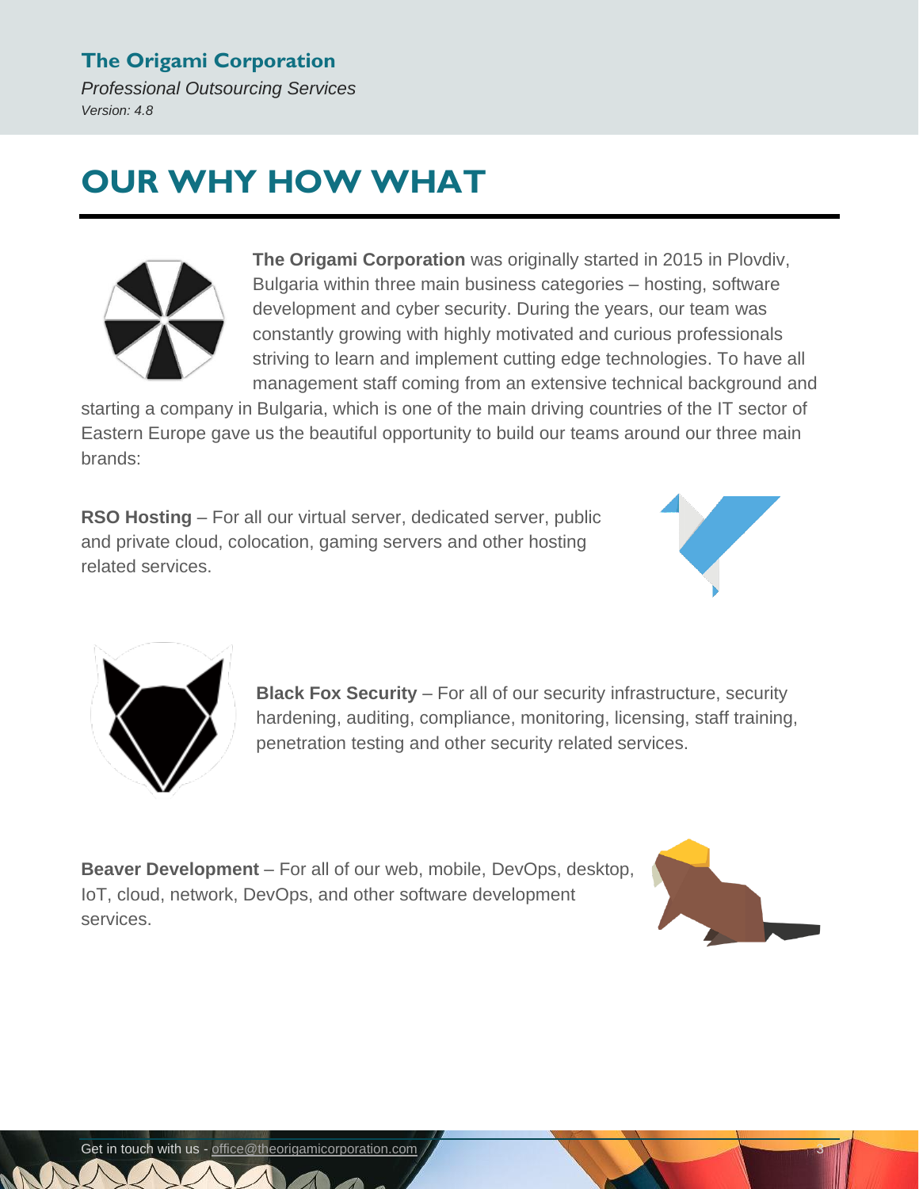# OUR WHY HOW WHAT

**The Origami Corporation** was originally started in 2015 in Plovdiv, Bulgaria within three main business categories – hosting, software development and cyber security. During the years, our team was constantly growing with highly motivated and curious professionals striving to learn and implement cutting edge technologies. To have all management staff coming from an extensive technical background and starting a company in Bulgaria, which is one of the main driving countries of the IT sector of Eastern Europe gave us the beautiful opportunity to build our teams around our three main brands:

**RSO Hosting** – For all our virtual server, dedicated server, public and private cloud, colocation, gaming servers and other hosting related services.

**Black Fox Security** – For all of our security infrastructure, security hardening, auditing, compliance, monitoring, licensing, staff training, penetration testing and other security related services.

**Beaver Development** – For all of our web, mobile, DevOps, desktop, IoT, cloud, network, DevOps, and other software development services.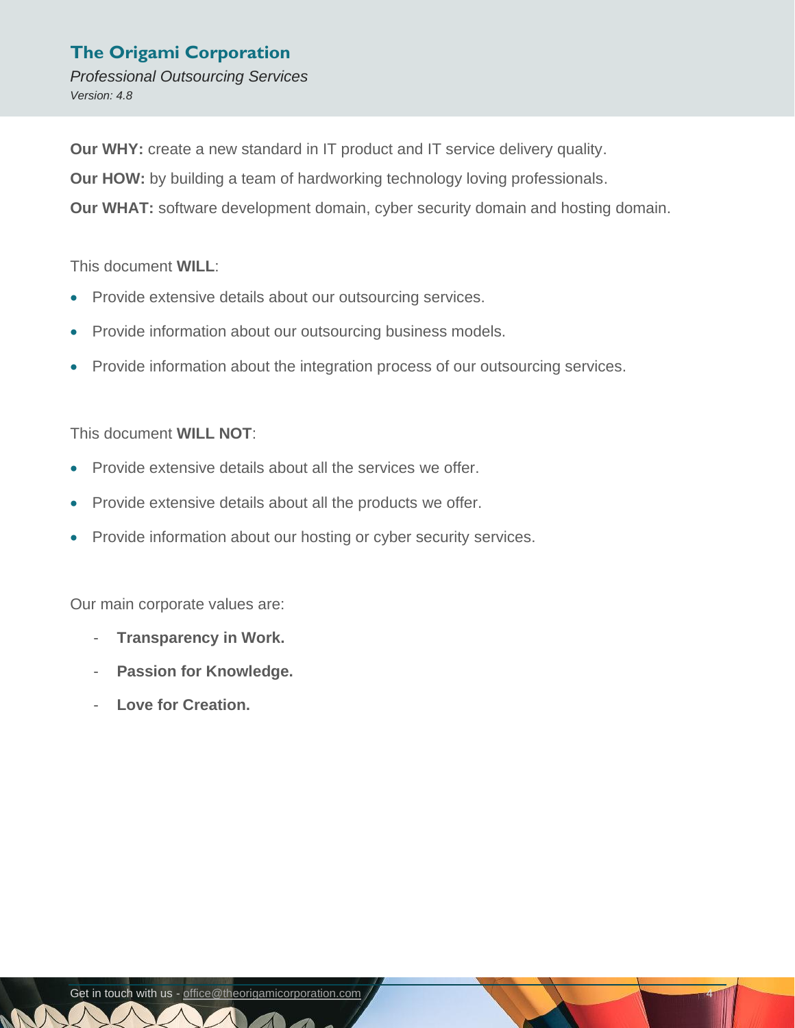**Our WHY:** create a new standard in IT product and IT service delivery quality.

**Our HOW:** by building a team of hardworking technology loving professionals.

**Our WHAT:** software development domain, cyber security domain and hosting domain.

This document **WILL**:

- Provide extensive details about our outsourcing services.
- Provide information about our outsourcing business models.
- Provide information about the integration process of our outsourcing services.

This document **WILL NOT**:

- Provide extensive details about all the services we offer.
- Provide extensive details about all the products we offer.
- Provide information about our hosting or cyber security services.

Our main corporate values are:

- **Transparency in Work.**
- **Passion for Knowledge.**
- **Love for Creation.**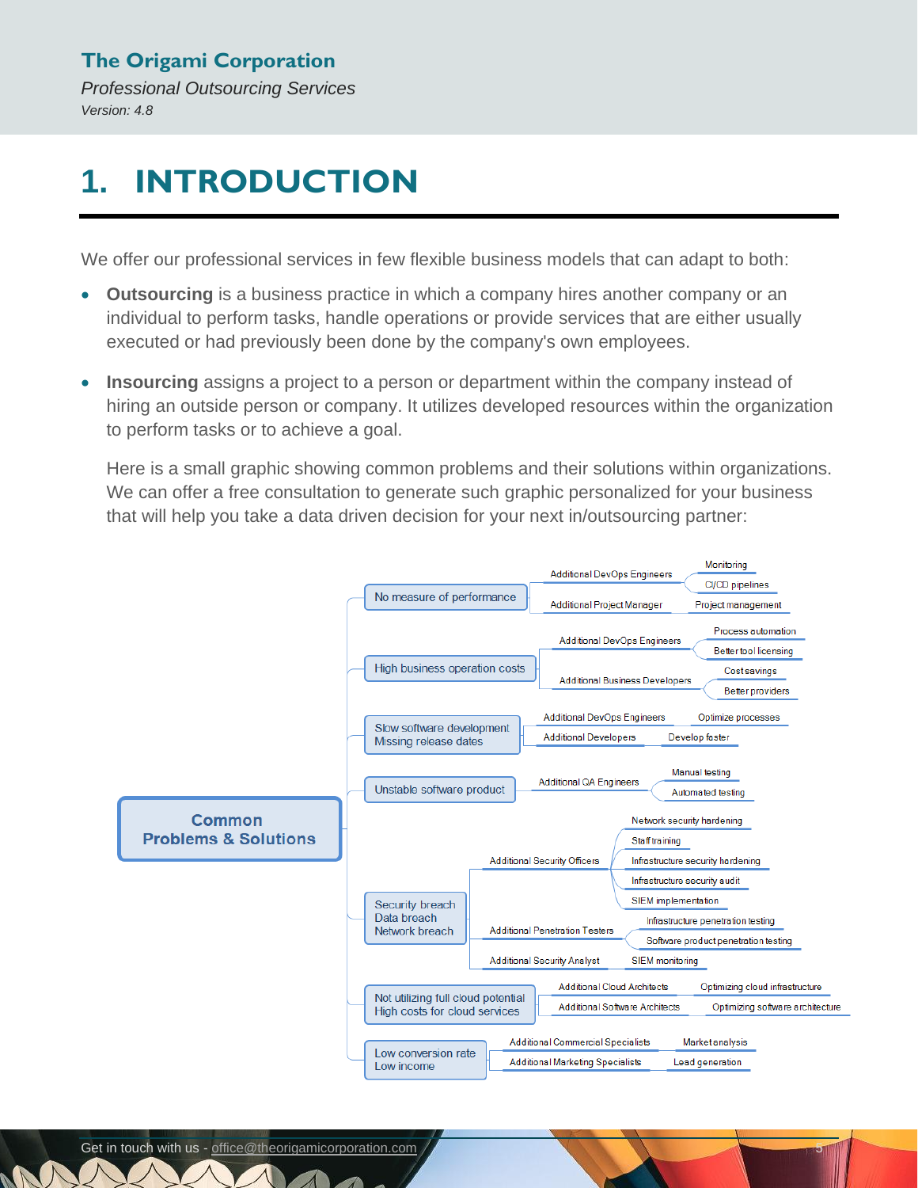# 1. INTRODUCTION

We offer our professional services in few flexible business models that can adapt to both:

- **Outsourcing** is a business practice in which a company hires another company or an individual to perform tasks, handle operations or provide services that are either usually executed or had previously been done by the company's own employees.
- **Insourcing** assigns a project to a person or department within the company instead of hiring an outside person or company. It utilizes developed resources within the organization to perform tasks or to achieve a goal.

  Here is a small graphic showing common problems and their solutions within organizations. We can offer a free consultation to generate such graphic personalized for your business that will help you take a data driven decision for your next in/outsourcing partner:

- **Common Problems & Solutions**
  - No measure of performance
    - Additional DevOps Engineers
      - Monitoring
      - CI/CD pipelines
    - Additional Project Manager
      - Project management
  - High business operation costs
    - Additional DevOps Engineers
      - Process automation
      - Better tool licensing
    - Additional Business Developers
      - Cost savings
      - Better providers
  - Slow software development / Missing release dates
    - Additional DevOps Engineers
      - Optimize processes
    - Additional Developers
      - Develop faster
  - Unstable software product
    - Additional QA Engineers
      - Manual testing
      - Automated testing
  - Security breach / Data breach / Network breach
    - Additional Security Officers
      - Network security hardening
      - Staff training
      - Infrastructure security hardening
      - Infrastructure security audit
      - SIEM implementation
    - Additional Penetration Testers
      - Infrastructure penetration testing
      - Software product penetration testing
    - Additional Security Analyst
      - SIEM monitoring
  - Not utilizing full cloud potential / High costs for cloud services
    - Additional Cloud Architects
      - Optimizing cloud infrastructure
    - Additional Software Architects
      - Optimizing software architecture
  - Low conversion rate / Low income
    - Additional Commercial Specialists
      - Market analysis
    - Additional Marketing Specialists
      - Lead generation

Get in touch with us - office@theorigamicorporation.com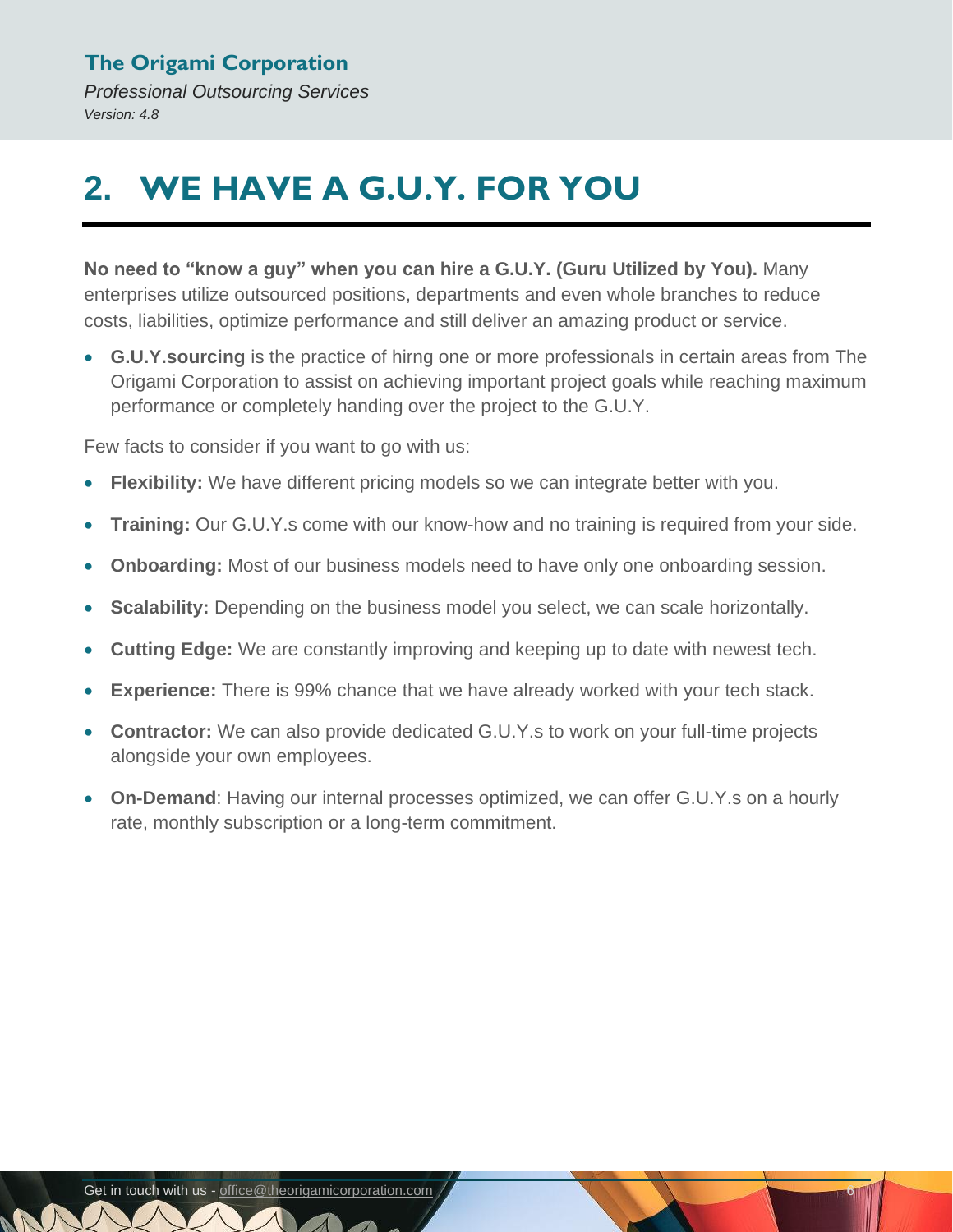## 2. WE HAVE A G.U.Y. FOR YOU

**No need to "know a guy" when you can hire a G.U.Y. (Guru Utilized by You).** Many enterprises utilize outsourced positions, departments and even whole branches to reduce costs, liabilities, optimize performance and still deliver an amazing product or service.

- **G.U.Y.sourcing** is the practice of hirng one or more professionals in certain areas from The Origami Corporation to assist on achieving important project goals while reaching maximum performance or completely handing over the project to the G.U.Y.

Few facts to consider if you want to go with us:

- **Flexibility:** We have different pricing models so we can integrate better with you.
- **Training:** Our G.U.Y.s come with our know-how and no training is required from your side.
- **Onboarding:** Most of our business models need to have only one onboarding session.
- **Scalability:** Depending on the business model you select, we can scale horizontally.
- **Cutting Edge:** We are constantly improving and keeping up to date with newest tech.
- **Experience:** There is 99% chance that we have already worked with your tech stack.
- **Contractor:** We can also provide dedicated G.U.Y.s to work on your full-time projects alongside your own employees.
- **On-Demand**: Having our internal processes optimized, we can offer G.U.Y.s on a hourly rate, monthly subscription or a long-term commitment.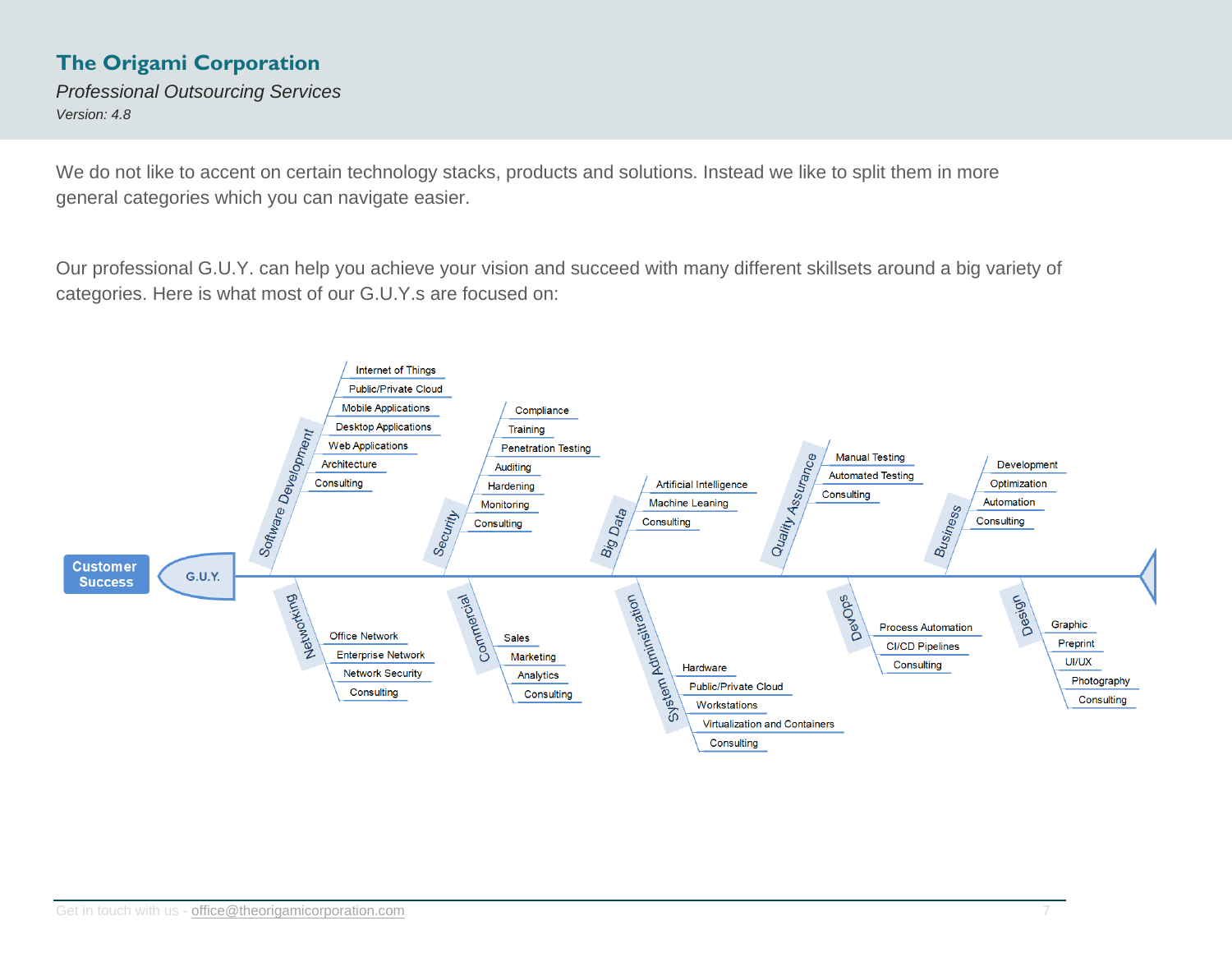**The Origami Corporation**

*Professional Outsourcing Services*

*Version: 4.8*

We do not like to accent on certain technology stacks, products and solutions. Instead we like to split them in more general categories which you can navigate easier.

Our professional G.U.Y. can help you achieve your vision and succeed with many different skillsets around a big variety of categories. Here is what most of our G.U.Y.s are focused on:

**Customer Success** ← **G.U.Y.**

- **Software Development**
  - Internet of Things
  - Public/Private Cloud
  - Mobile Applications
  - Desktop Applications
  - Web Applications
  - Architecture
  - Consulting
- **Security**
  - Compliance
  - Training
  - Penetration Testing
  - Auditing
  - Hardening
  - Monitoring
  - Consulting
- **Big Data**
  - Artificial Intelligence
  - Machine Leaning
  - Consulting
- **Quality Assurance**
  - Manual Testing
  - Automated Testing
  - Consulting
- **Business**
  - Development
  - Optimization
  - Automation
  - Consulting
- **Networking**
  - Office Network
  - Enterprise Network
  - Network Security
  - Consulting
- **Commercial**
  - Sales
  - Marketing
  - Analytics
  - Consulting
- **System Administration**
  - Hardware
  - Public/Private Cloud
  - Workstations
  - Virtualization and Containers
  - Consulting
- **DevOps**
  - Process Automation
  - CI/CD Pipelines
  - Consulting
- **Design**
  - Graphic
  - Preprint
  - UI/UX
  - Photography
  - Consulting

Get in touch with us - office@theorigamicorporation.com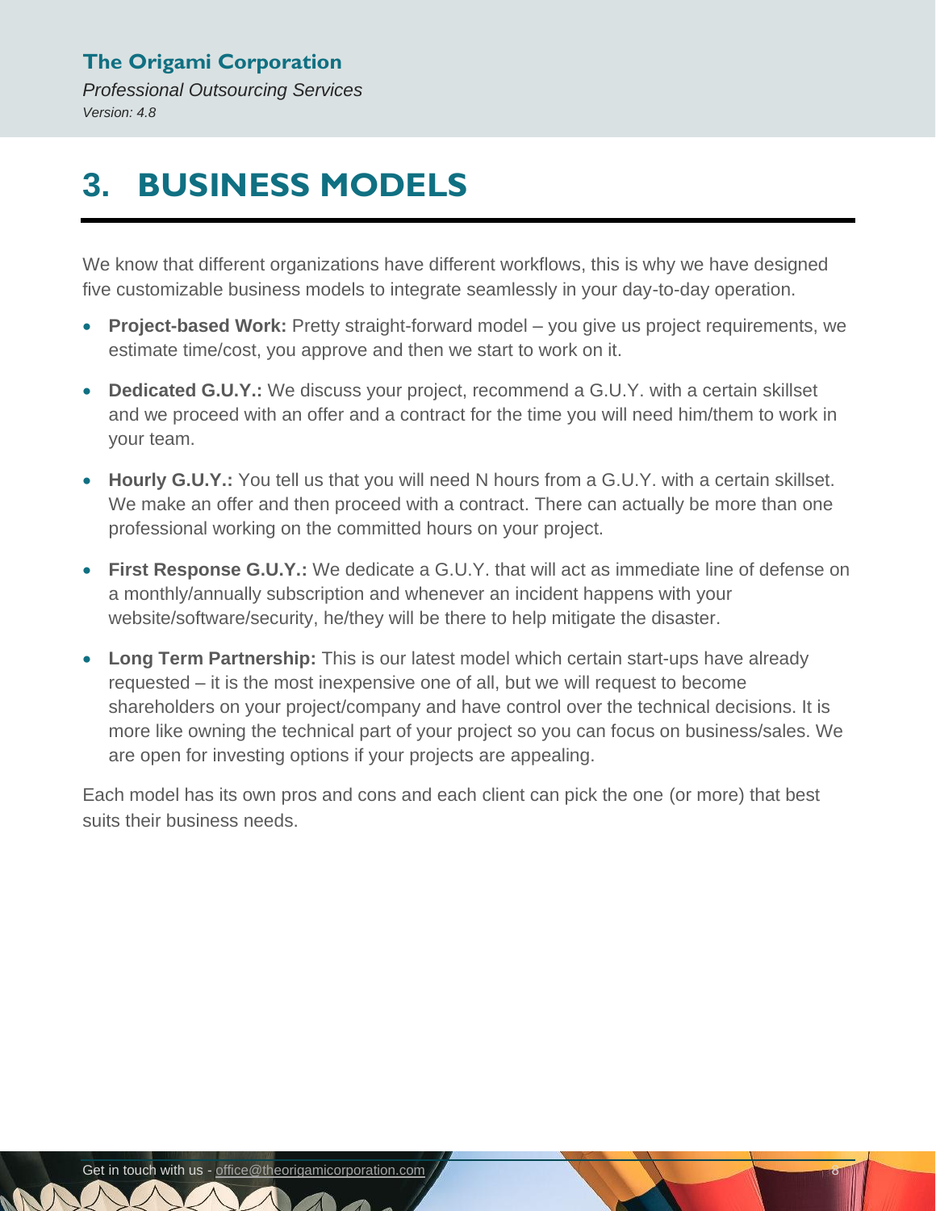# 3. BUSINESS MODELS

We know that different organizations have different workflows, this is why we have designed five customizable business models to integrate seamlessly in your day-to-day operation.

- **Project-based Work:** Pretty straight-forward model – you give us project requirements, we estimate time/cost, you approve and then we start to work on it.
- **Dedicated G.U.Y.:** We discuss your project, recommend a G.U.Y. with a certain skillset and we proceed with an offer and a contract for the time you will need him/them to work in your team.
- **Hourly G.U.Y.:** You tell us that you will need N hours from a G.U.Y. with a certain skillset. We make an offer and then proceed with a contract. There can actually be more than one professional working on the committed hours on your project.
- **First Response G.U.Y.:** We dedicate a G.U.Y. that will act as immediate line of defense on a monthly/annually subscription and whenever an incident happens with your website/software/security, he/they will be there to help mitigate the disaster.
- **Long Term Partnership:** This is our latest model which certain start-ups have already requested – it is the most inexpensive one of all, but we will request to become shareholders on your project/company and have control over the technical decisions. It is more like owning the technical part of your project so you can focus on business/sales. We are open for investing options if your projects are appealing.

Each model has its own pros and cons and each client can pick the one (or more) that best suits their business needs.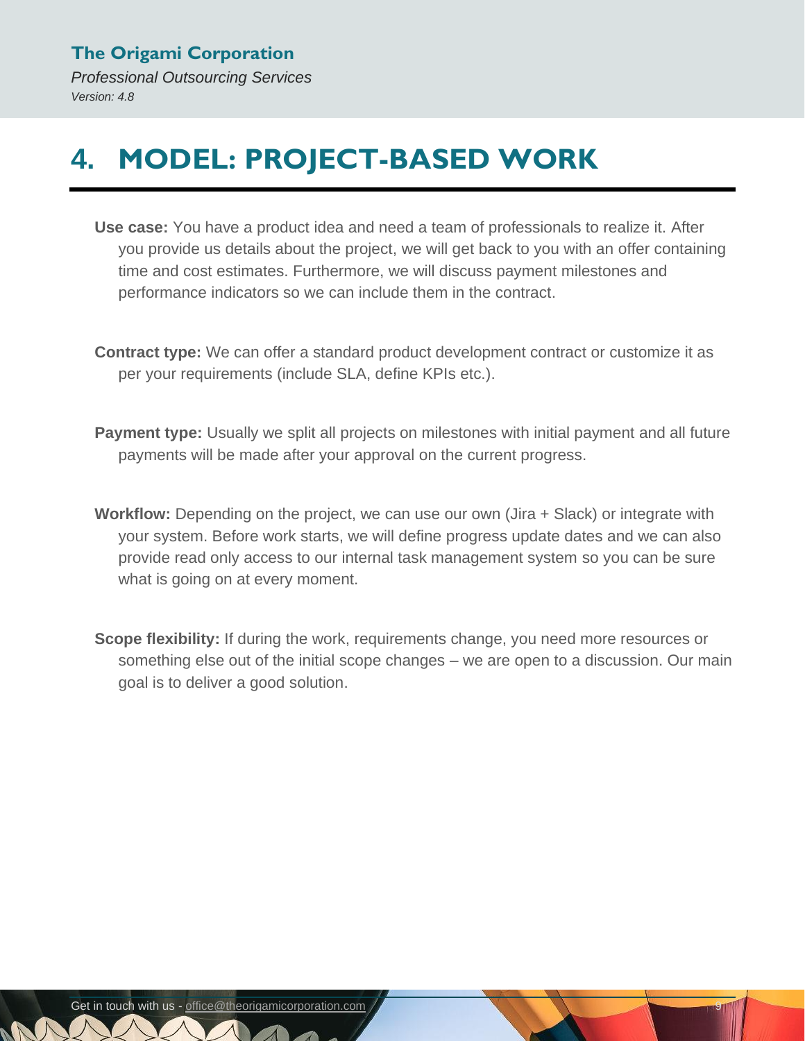# 4. MODEL: PROJECT-BASED WORK

**Use case:** You have a product idea and need a team of professionals to realize it. After you provide us details about the project, we will get back to you with an offer containing time and cost estimates. Furthermore, we will discuss payment milestones and performance indicators so we can include them in the contract.

**Contract type:** We can offer a standard product development contract or customize it as per your requirements (include SLA, define KPIs etc.).

**Payment type:** Usually we split all projects on milestones with initial payment and all future payments will be made after your approval on the current progress.

**Workflow:** Depending on the project, we can use our own (Jira + Slack) or integrate with your system. Before work starts, we will define progress update dates and we can also provide read only access to our internal task management system so you can be sure what is going on at every moment.

**Scope flexibility:** If during the work, requirements change, you need more resources or something else out of the initial scope changes – we are open to a discussion. Our main goal is to deliver a good solution.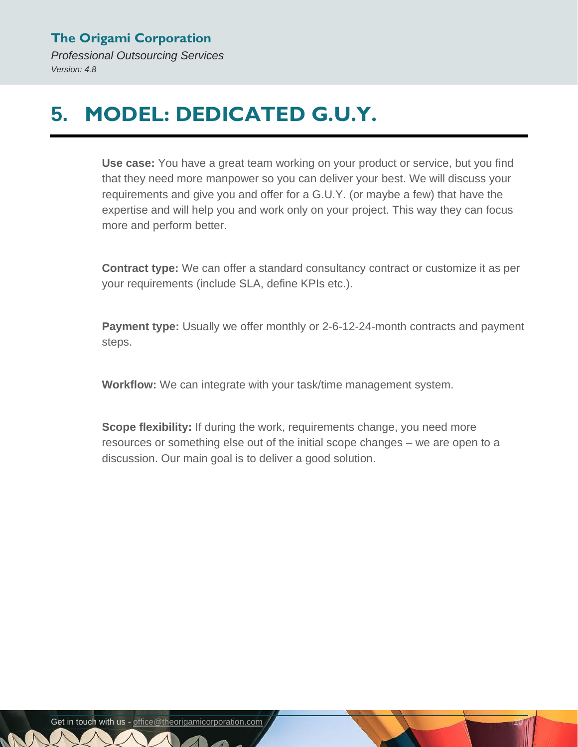# 5. MODEL: DEDICATED G.U.Y.

**Use case:** You have a great team working on your product or service, but you find that they need more manpower so you can deliver your best. We will discuss your requirements and give you and offer for a G.U.Y. (or maybe a few) that have the expertise and will help you and work only on your project. This way they can focus more and perform better.

**Contract type:** We can offer a standard consultancy contract or customize it as per your requirements (include SLA, define KPIs etc.).

**Payment type:** Usually we offer monthly or 2-6-12-24-month contracts and payment steps.

**Workflow:** We can integrate with your task/time management system.

**Scope flexibility:** If during the work, requirements change, you need more resources or something else out of the initial scope changes – we are open to a discussion. Our main goal is to deliver a good solution.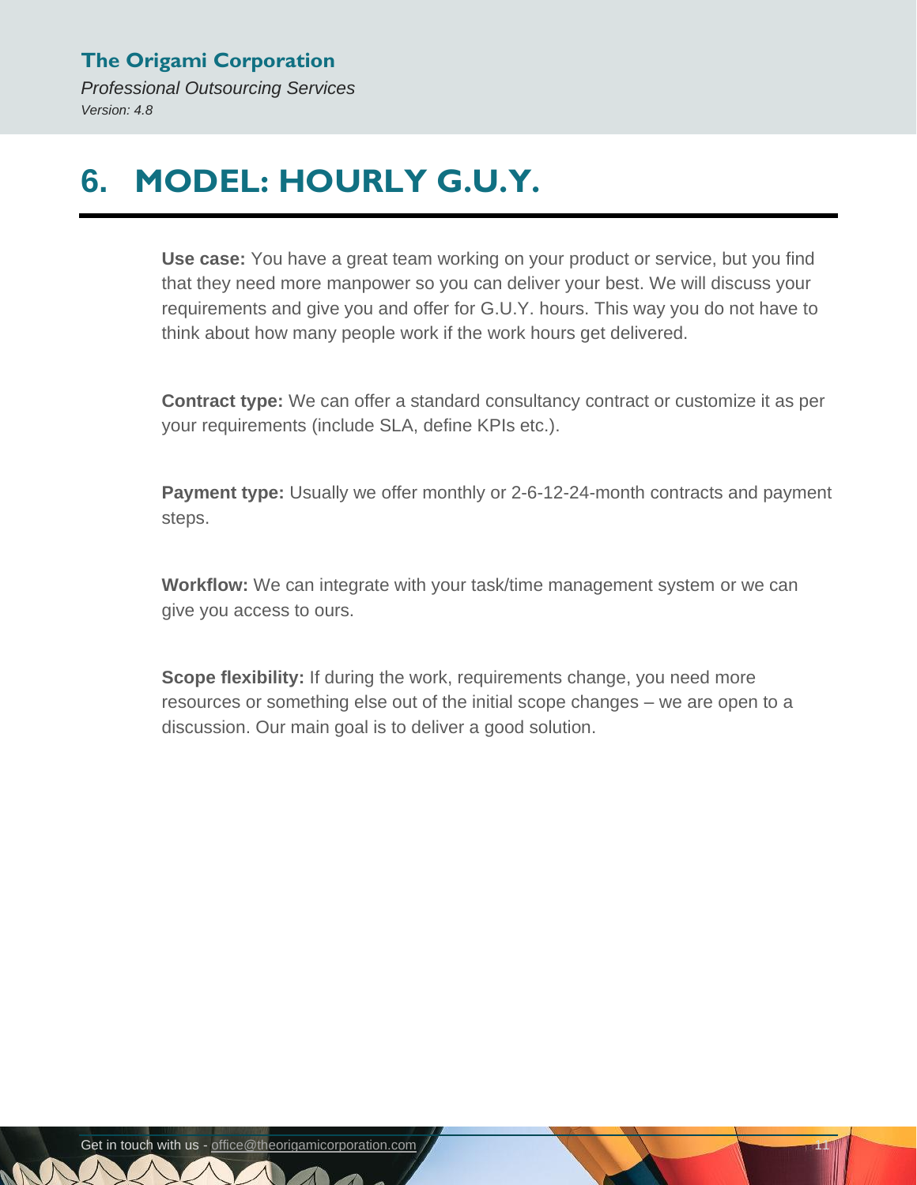# 6. MODEL: HOURLY G.U.Y.

**Use case:** You have a great team working on your product or service, but you find that they need more manpower so you can deliver your best. We will discuss your requirements and give you and offer for G.U.Y. hours. This way you do not have to think about how many people work if the work hours get delivered.

**Contract type:** We can offer a standard consultancy contract or customize it as per your requirements (include SLA, define KPIs etc.).

**Payment type:** Usually we offer monthly or 2-6-12-24-month contracts and payment steps.

**Workflow:** We can integrate with your task/time management system or we can give you access to ours.

**Scope flexibility:** If during the work, requirements change, you need more resources or something else out of the initial scope changes – we are open to a discussion. Our main goal is to deliver a good solution.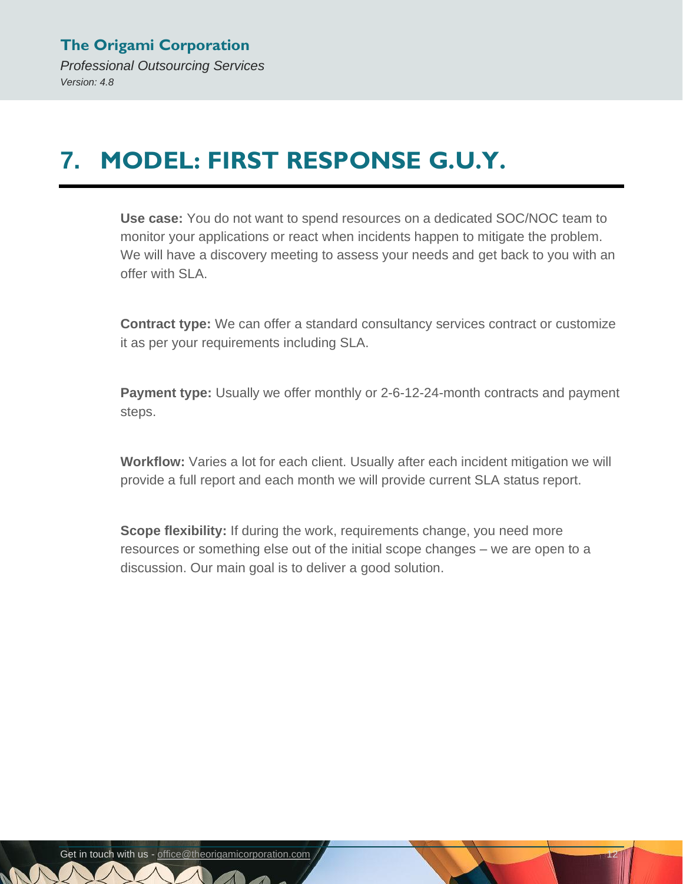# 7. MODEL: FIRST RESPONSE G.U.Y.

**Use case:** You do not want to spend resources on a dedicated SOC/NOC team to monitor your applications or react when incidents happen to mitigate the problem. We will have a discovery meeting to assess your needs and get back to you with an offer with SLA.

**Contract type:** We can offer a standard consultancy services contract or customize it as per your requirements including SLA.

**Payment type:** Usually we offer monthly or 2-6-12-24-month contracts and payment steps.

**Workflow:** Varies a lot for each client. Usually after each incident mitigation we will provide a full report and each month we will provide current SLA status report.

**Scope flexibility:** If during the work, requirements change, you need more resources or something else out of the initial scope changes – we are open to a discussion. Our main goal is to deliver a good solution.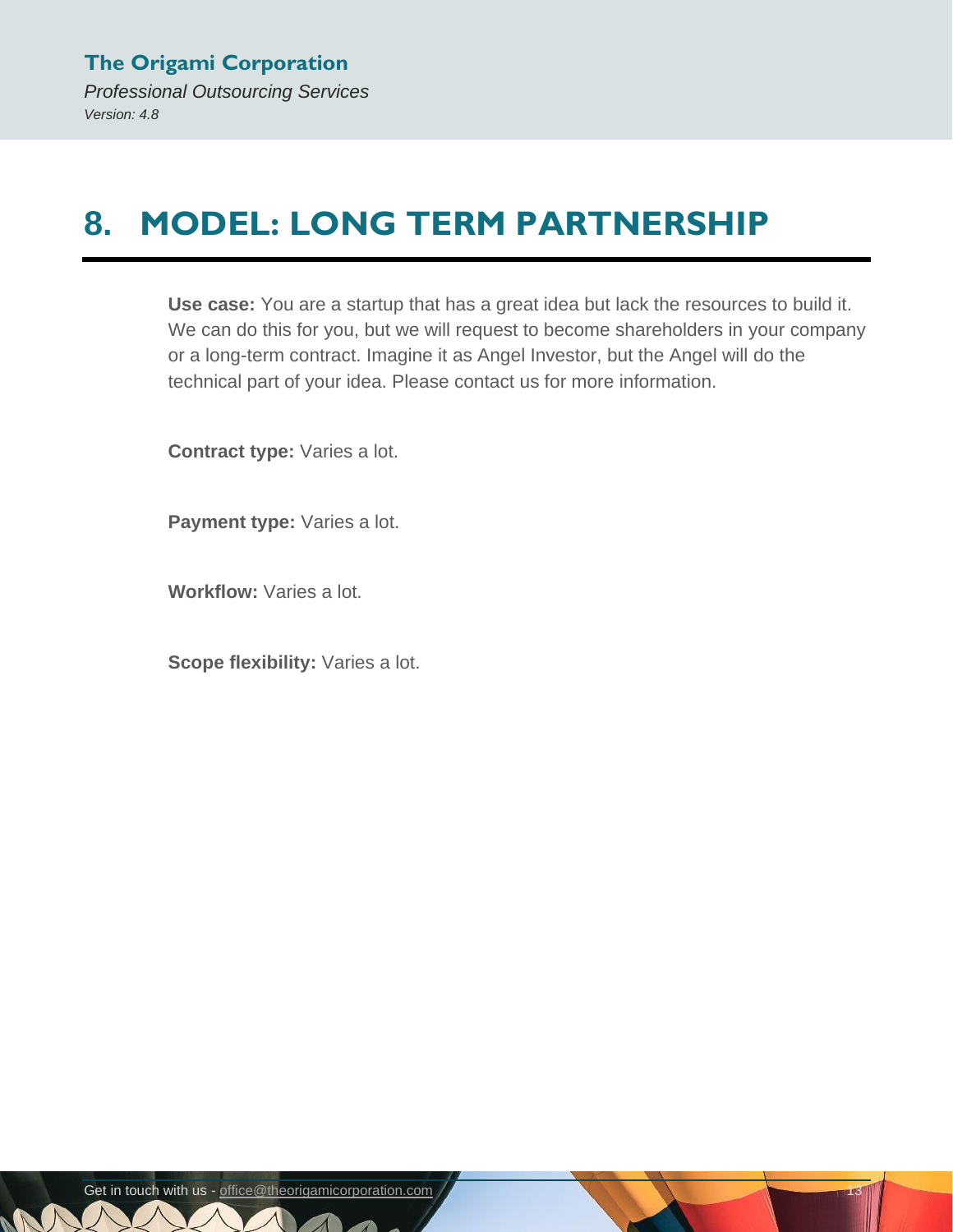# 8. MODEL: LONG TERM PARTNERSHIP

**Use case:** You are a startup that has a great idea but lack the resources to build it. We can do this for you, but we will request to become shareholders in your company or a long-term contract. Imagine it as Angel Investor, but the Angel will do the technical part of your idea. Please contact us for more information.

**Contract type:** Varies a lot.

**Payment type:** Varies a lot.

**Workflow:** Varies a lot.

**Scope flexibility:** Varies a lot.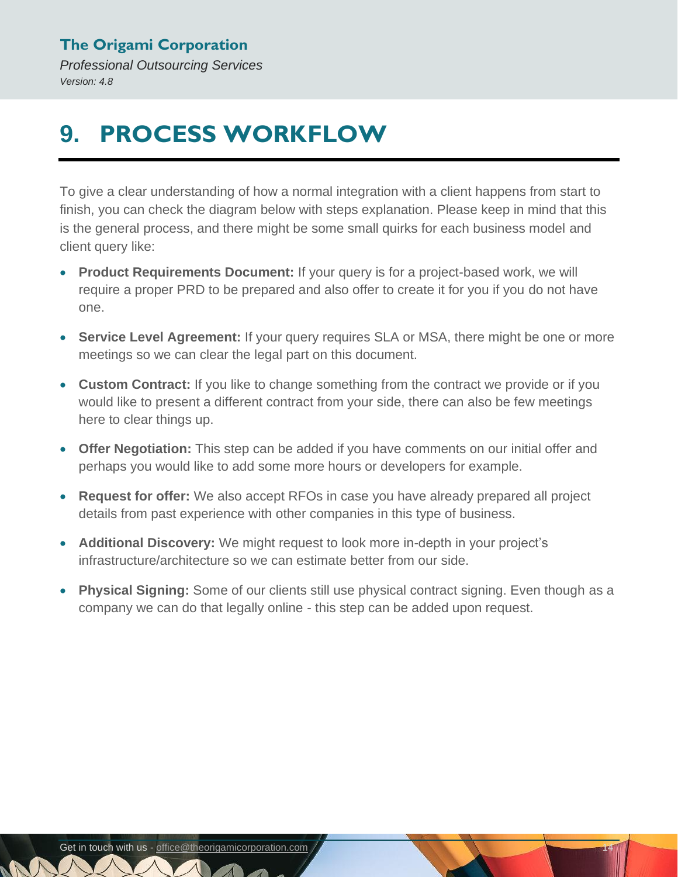# 9. PROCESS WORKFLOW

To give a clear understanding of how a normal integration with a client happens from start to finish, you can check the diagram below with steps explanation. Please keep in mind that this is the general process, and there might be some small quirks for each business model and client query like:

- **Product Requirements Document:** If your query is for a project-based work, we will require a proper PRD to be prepared and also offer to create it for you if you do not have one.
- **Service Level Agreement:** If your query requires SLA or MSA, there might be one or more meetings so we can clear the legal part on this document.
- **Custom Contract:** If you like to change something from the contract we provide or if you would like to present a different contract from your side, there can also be few meetings here to clear things up.
- **Offer Negotiation:** This step can be added if you have comments on our initial offer and perhaps you would like to add some more hours or developers for example.
- **Request for offer:** We also accept RFOs in case you have already prepared all project details from past experience with other companies in this type of business.
- **Additional Discovery:** We might request to look more in-depth in your project's infrastructure/architecture so we can estimate better from our side.
- **Physical Signing:** Some of our clients still use physical contract signing. Even though as a company we can do that legally online - this step can be added upon request.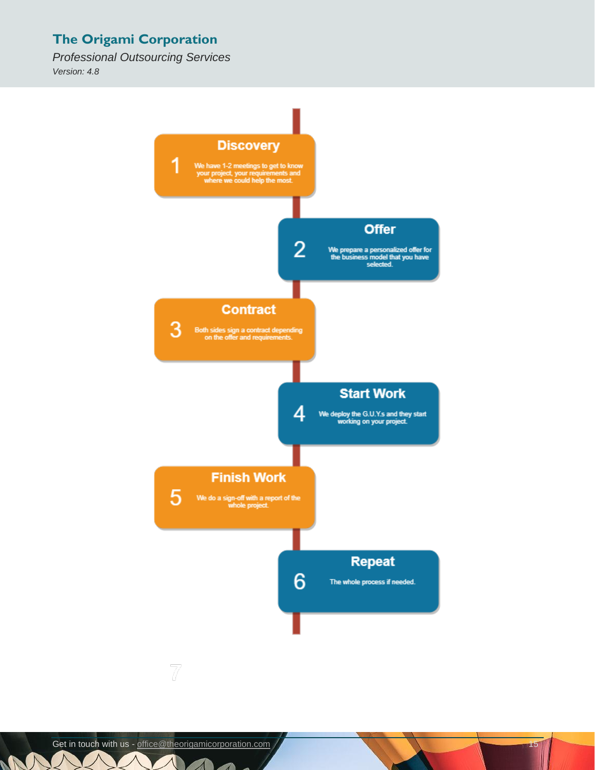1. **Discovery** — We have 1-2 meetings to get to know your project, your requirements and where we could help the most.
2. **Offer** — We prepare a personalized offer for the business model that you have selected.
3. **Contract** — Both sides sign a contract depending on the offer and requirements.
4. **Start Work** — We deploy the G.U.Y.s and they start working on your project.
5. **Finish Work** — We do a sign-off with a report of the whole project.
6. **Repeat** — The whole process if needed.

7

Get in touch with us - office@theorigamicorporation.com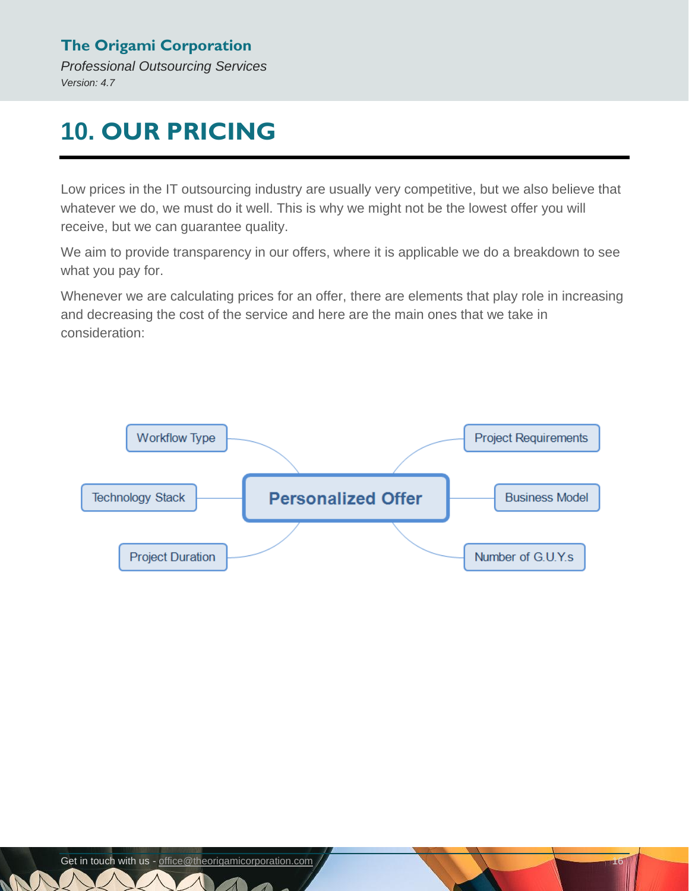# 10. OUR PRICING

Low prices in the IT outsourcing industry are usually very competitive, but we also believe that whatever we do, we must do it well. This is why we might not be the lowest offer you will receive, but we can guarantee quality.

We aim to provide transparency in our offers, where it is applicable we do a breakdown to see what you pay for.

Whenever we are calculating prices for an offer, there are elements that play role in increasing and decreasing the cost of the service and here are the main ones that we take in consideration:

**Personalized Offer**

- Workflow Type
- Technology Stack
- Project Duration
- Project Requirements
- Business Model
- Number of G.U.Y.s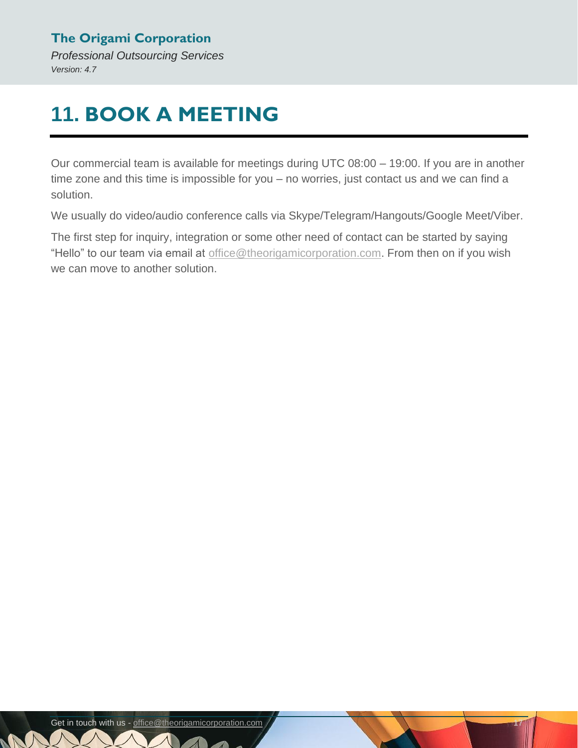# 11. BOOK A MEETING

Our commercial team is available for meetings during UTC 08:00 – 19:00. If you are in another time zone and this time is impossible for you – no worries, just contact us and we can find a solution.

We usually do video/audio conference calls via Skype/Telegram/Hangouts/Google Meet/Viber.

The first step for inquiry, integration or some other need of contact can be started by saying "Hello" to our team via email at office@theorigamicorporation.com. From then on if you wish we can move to another solution.